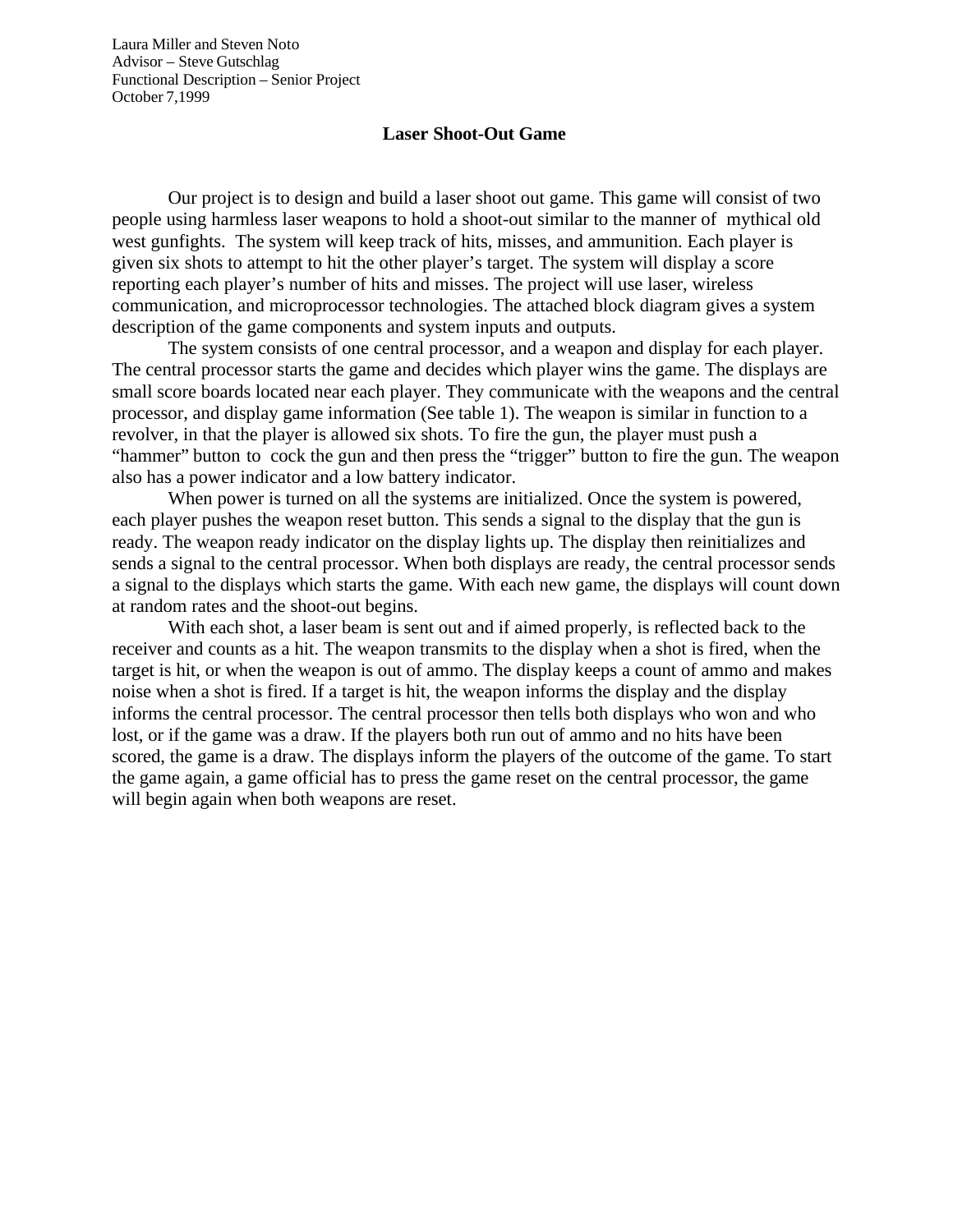Laura Miller and Steven Noto
Advisor – Steve Gutschlag
Functional Description – Senior Project
October 7,1999

# Laser Shoot-Out Game

Our project is to design and build a laser shoot out game. This game will consist of two people using harmless laser weapons to hold a shoot-out similar to the manner of mythical old west gunfights. The system will keep track of hits, misses, and ammunition. Each player is given six shots to attempt to hit the other player's target. The system will display a score reporting each player's number of hits and misses. The project will use laser, wireless communication, and microprocessor technologies. The attached block diagram gives a system description of the game components and system inputs and outputs.

The system consists of one central processor, and a weapon and display for each player. The central processor starts the game and decides which player wins the game. The displays are small score boards located near each player. They communicate with the weapons and the central processor, and display game information (See table 1). The weapon is similar in function to a revolver, in that the player is allowed six shots. To fire the gun, the player must push a "hammer" button to cock the gun and then press the "trigger" button to fire the gun. The weapon also has a power indicator and a low battery indicator.

When power is turned on all the systems are initialized. Once the system is powered, each player pushes the weapon reset button. This sends a signal to the display that the gun is ready. The weapon ready indicator on the display lights up. The display then reinitializes and sends a signal to the central processor. When both displays are ready, the central processor sends a signal to the displays which starts the game. With each new game, the displays will count down at random rates and the shoot-out begins.

With each shot, a laser beam is sent out and if aimed properly, is reflected back to the receiver and counts as a hit. The weapon transmits to the display when a shot is fired, when the target is hit, or when the weapon is out of ammo. The display keeps a count of ammo and makes noise when a shot is fired. If a target is hit, the weapon informs the display and the display informs the central processor. The central processor then tells both displays who won and who lost, or if the game was a draw. If the players both run out of ammo and no hits have been scored, the game is a draw. The displays inform the players of the outcome of the game. To start the game again, a game official has to press the game reset on the central processor, the game will begin again when both weapons are reset.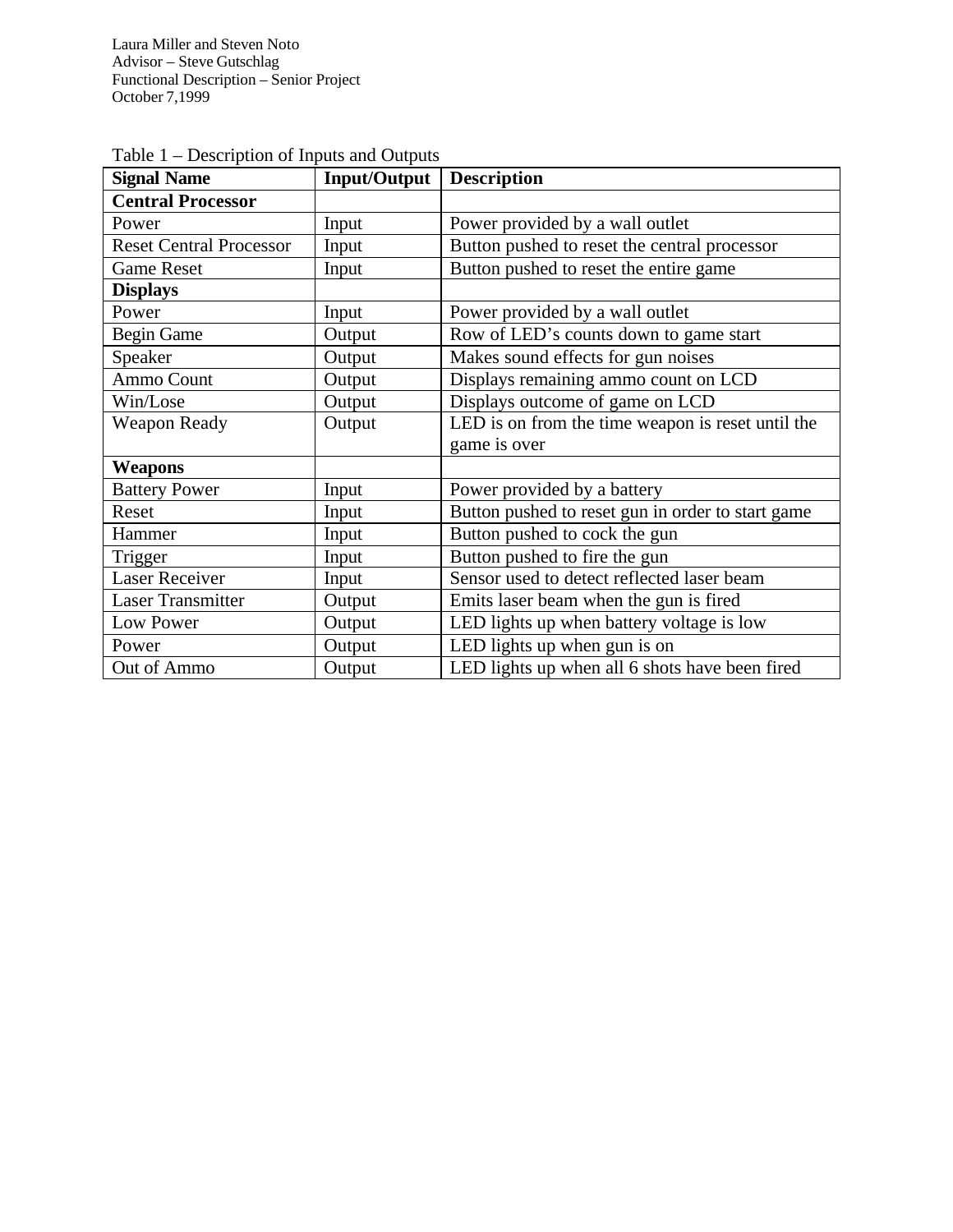Laura Miller and Steven Noto
Advisor – Steve Gutschlag
Functional Description – Senior Project
October 7,1999

Table 1 – Description of Inputs and Outputs

| **Signal Name** | **Input/Output** | **Description** |
|---|---|---|
| **Central Processor** | | |
| Power | Input | Power provided by a wall outlet |
| Reset Central Processor | Input | Button pushed to reset the central processor |
| Game Reset | Input | Button pushed to reset the entire game |
| **Displays** | | |
| Power | Input | Power provided by a wall outlet |
| Begin Game | Output | Row of LED's counts down to game start |
| Speaker | Output | Makes sound effects for gun noises |
| Ammo Count | Output | Displays remaining ammo count on LCD |
| Win/Lose | Output | Displays outcome of game on LCD |
| Weapon Ready | Output | LED is on from the time weapon is reset until the game is over |
| **Weapons** | | |
| Battery Power | Input | Power provided by a battery |
| Reset | Input | Button pushed to reset gun in order to start game |
| Hammer | Input | Button pushed to cock the gun |
| Trigger | Input | Button pushed to fire the gun |
| Laser Receiver | Input | Sensor used to detect reflected laser beam |
| Laser Transmitter | Output | Emits laser beam when the gun is fired |
| Low Power | Output | LED lights up when battery voltage is low |
| Power | Output | LED lights up when gun is on |
| Out of Ammo | Output | LED lights up when all 6 shots have been fired |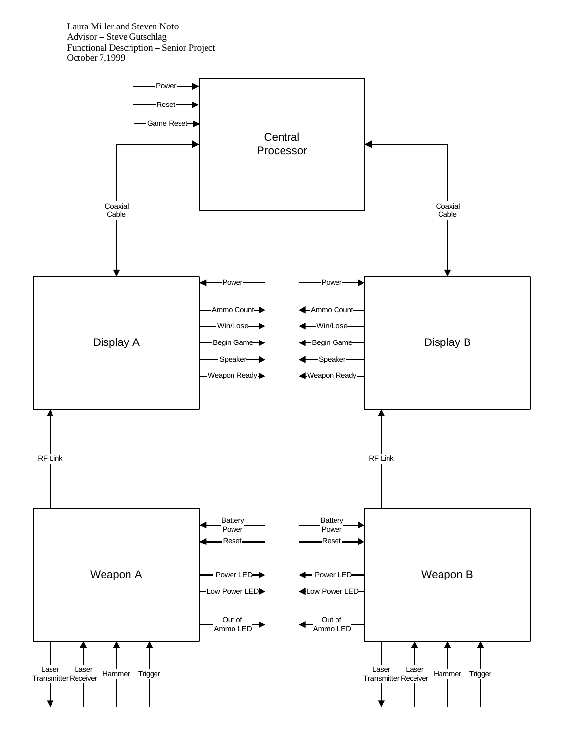Laura Miller and Steven Noto
Advisor – Steve Gutschlag
Functional Description – Senior Project
October 7,1999

Power
Reset
Game Reset

Central Processor

Coaxial Cable

Coaxial Cable

Power
Ammo Count
Win/Lose
Begin Game
Speaker
Weapon Ready

Display A

Power
Ammo Count
Win/Lose
Begin Game
Speaker
Weapon Ready

Display B

RF Link

RF Link

Battery Power
Reset
Power LED
Low Power LED
Out of Ammo LED

Weapon A

Battery Power
Reset
Power LED
Low Power LED
Out of Ammo LED

Weapon B

Laser Transmitter
Laser Receiver
Hammer
Trigger

Laser Transmitter
Laser Receiver
Hammer
Trigger